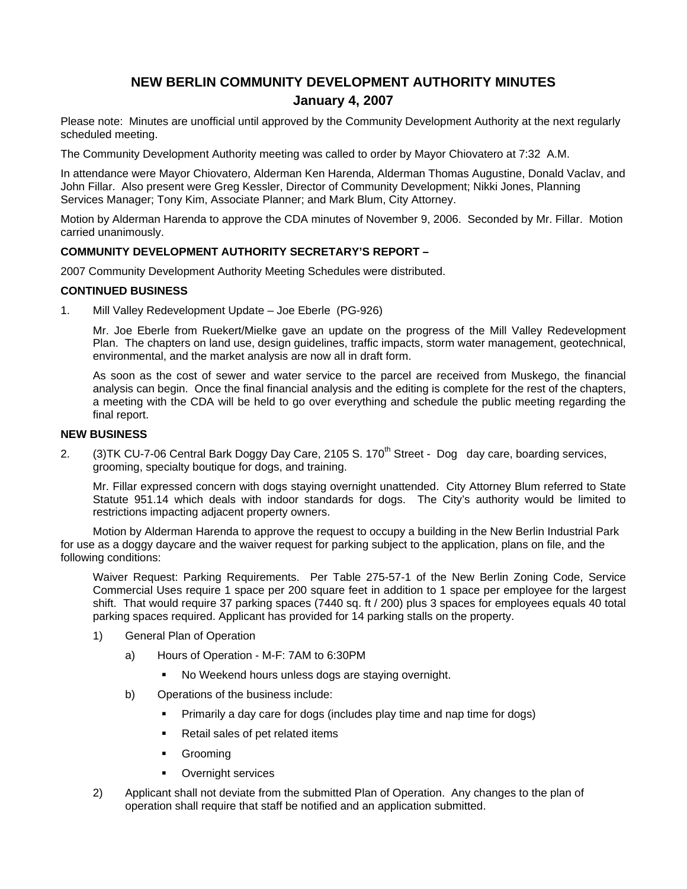# NEW BERLIN COMMUNITY DEVELOPMENT AUTHORITY MINUTES

## January 4, 2007

Please note: Minutes are unofficial until approved by the Community Development Authority at the next regularly scheduled meeting.

The Community Development Authority meeting was called to order by Mayor Chiovatero at 7:32 A.M.

In attendance were Mayor Chiovatero, Alderman Ken Harenda, Alderman Thomas Augustine, Donald Vaclav, and John Fillar. Also present were Greg Kessler, Director of Community Development; Nikki Jones, Planning Services Manager; Tony Kim, Associate Planner; and Mark Blum, City Attorney.

Motion by Alderman Harenda to approve the CDA minutes of November 9, 2006. Seconded by Mr. Fillar. Motion carried unanimously.

**COMMUNITY DEVELOPMENT AUTHORITY SECRETARY'S REPORT –**

2007 Community Development Authority Meeting Schedules were distributed.

**CONTINUED BUSINESS**

1. Mill Valley Redevelopment Update – Joe Eberle (PG-926)

   Mr. Joe Eberle from Ruekert/Mielke gave an update on the progress of the Mill Valley Redevelopment Plan. The chapters on land use, design guidelines, traffic impacts, storm water management, geotechnical, environmental, and the market analysis are now all in draft form.

   As soon as the cost of sewer and water service to the parcel are received from Muskego, the financial analysis can begin. Once the final financial analysis and the editing is complete for the rest of the chapters, a meeting with the CDA will be held to go over everything and schedule the public meeting regarding the final report.

**NEW BUSINESS**

2. (3)TK CU-7-06 Central Bark Doggy Day Care, 2105 S. 170th Street - Dog day care, boarding services, grooming, specialty boutique for dogs, and training.

   Mr. Fillar expressed concern with dogs staying overnight unattended. City Attorney Blum referred to State Statute 951.14 which deals with indoor standards for dogs. The City's authority would be limited to restrictions impacting adjacent property owners.

Motion by Alderman Harenda to approve the request to occupy a building in the New Berlin Industrial Park for use as a doggy daycare and the waiver request for parking subject to the application, plans on file, and the following conditions:

Waiver Request: Parking Requirements. Per Table 275-57-1 of the New Berlin Zoning Code, Service Commercial Uses require 1 space per 200 square feet in addition to 1 space per employee for the largest shift. That would require 37 parking spaces (7440 sq. ft / 200) plus 3 spaces for employees equals 40 total parking spaces required. Applicant has provided for 14 parking stalls on the property.

1) General Plan of Operation
   a) Hours of Operation - M-F: 7AM to 6:30PM
      - No Weekend hours unless dogs are staying overnight.
   b) Operations of the business include:
      - Primarily a day care for dogs (includes play time and nap time for dogs)
      - Retail sales of pet related items
      - Grooming
      - Overnight services
2) Applicant shall not deviate from the submitted Plan of Operation. Any changes to the plan of operation shall require that staff be notified and an application submitted.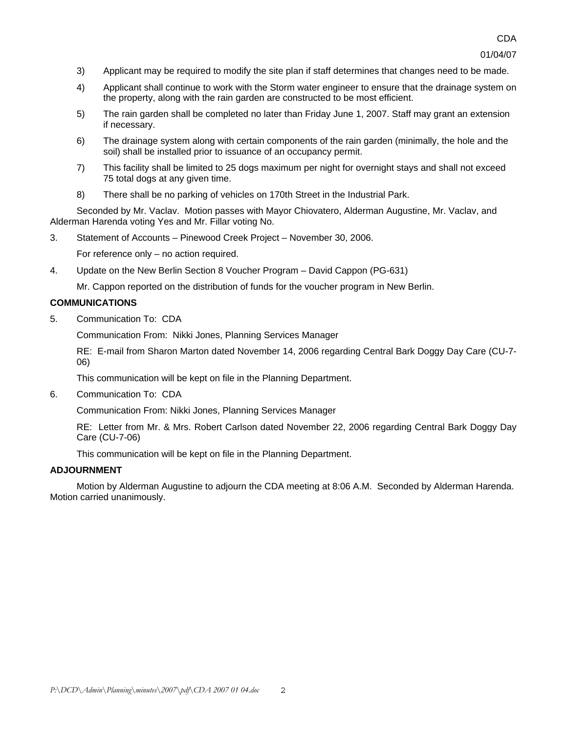3) Applicant may be required to modify the site plan if staff determines that changes need to be made.

4) Applicant shall continue to work with the Storm water engineer to ensure that the drainage system on the property, along with the rain garden are constructed to be most efficient.

5) The rain garden shall be completed no later than Friday June 1, 2007. Staff may grant an extension if necessary.

6) The drainage system along with certain components of the rain garden (minimally, the hole and the soil) shall be installed prior to issuance of an occupancy permit.

7) This facility shall be limited to 25 dogs maximum per night for overnight stays and shall not exceed 75 total dogs at any given time.

8) There shall be no parking of vehicles on 170th Street in the Industrial Park.

Seconded by Mr. Vaclav. Motion passes with Mayor Chiovatero, Alderman Augustine, Mr. Vaclav, and Alderman Harenda voting Yes and Mr. Fillar voting No.

3. Statement of Accounts – Pinewood Creek Project – November 30, 2006.

   For reference only – no action required.

4. Update on the New Berlin Section 8 Voucher Program – David Cappon (PG-631)

   Mr. Cappon reported on the distribution of funds for the voucher program in New Berlin.

**COMMUNICATIONS**

5. Communication To: CDA

   Communication From: Nikki Jones, Planning Services Manager

   RE: E-mail from Sharon Marton dated November 14, 2006 regarding Central Bark Doggy Day Care (CU-7-06)

   This communication will be kept on file in the Planning Department.

6. Communication To: CDA

   Communication From: Nikki Jones, Planning Services Manager

   RE: Letter from Mr. & Mrs. Robert Carlson dated November 22, 2006 regarding Central Bark Doggy Day Care (CU-7-06)

   This communication will be kept on file in the Planning Department.

**ADJOURNMENT**

Motion by Alderman Augustine to adjourn the CDA meeting at 8:06 A.M. Seconded by Alderman Harenda. Motion carried unanimously.